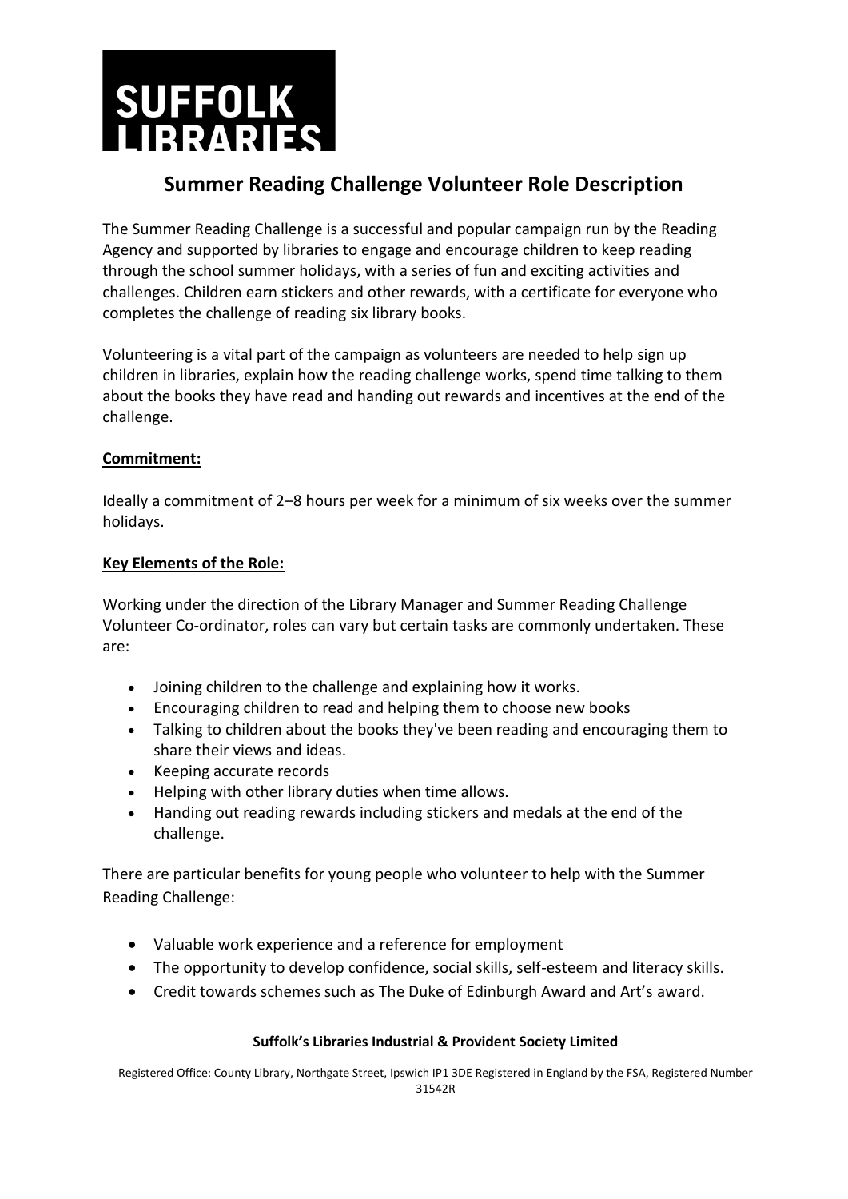SUFFOLK LIBRARIES

# Summer Reading Challenge Volunteer Role Description

The Summer Reading Challenge is a successful and popular campaign run by the Reading Agency and supported by libraries to engage and encourage children to keep reading through the school summer holidays, with a series of fun and exciting activities and challenges. Children earn stickers and other rewards, with a certificate for everyone who completes the challenge of reading six library books.

Volunteering is a vital part of the campaign as volunteers are needed to help sign up children in libraries, explain how the reading challenge works, spend time talking to them about the books they have read and handing out rewards and incentives at the end of the challenge.

**Commitment:**

Ideally a commitment of 2–8 hours per week for a minimum of six weeks over the summer holidays.

**Key Elements of the Role:**

Working under the direction of the Library Manager and Summer Reading Challenge Volunteer Co-ordinator, roles can vary but certain tasks are commonly undertaken. These are:

- Joining children to the challenge and explaining how it works.
- Encouraging children to read and helping them to choose new books
- Talking to children about the books they've been reading and encouraging them to share their views and ideas.
- Keeping accurate records
- Helping with other library duties when time allows.
- Handing out reading rewards including stickers and medals at the end of the challenge.

There are particular benefits for young people who volunteer to help with the Summer Reading Challenge:

- Valuable work experience and a reference for employment
- The opportunity to develop confidence, social skills, self-esteem and literacy skills.
- Credit towards schemes such as The Duke of Edinburgh Award and Art's award.

**Suffolk's Libraries Industrial & Provident Society Limited**

Registered Office: County Library, Northgate Street, Ipswich IP1 3DE Registered in England by the FSA, Registered Number 31542R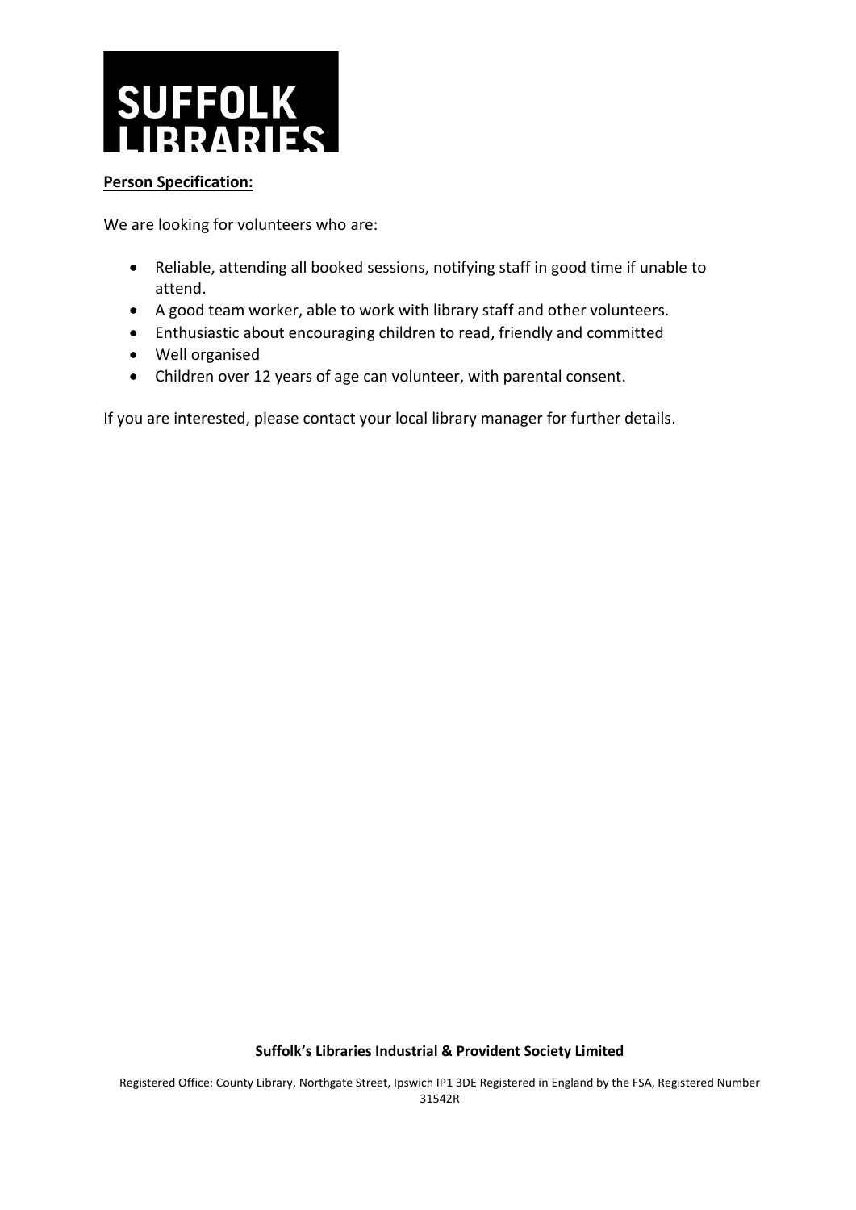SUFFOLK LIBRARIES

**Person Specification:**

We are looking for volunteers who are:

- Reliable, attending all booked sessions, notifying staff in good time if unable to attend.
- A good team worker, able to work with library staff and other volunteers.
- Enthusiastic about encouraging children to read, friendly and committed
- Well organised
- Children over 12 years of age can volunteer, with parental consent.

If you are interested, please contact your local library manager for further details.

**Suffolk's Libraries Industrial & Provident Society Limited**

Registered Office: County Library, Northgate Street, Ipswich IP1 3DE Registered in England by the FSA, Registered Number 31542R